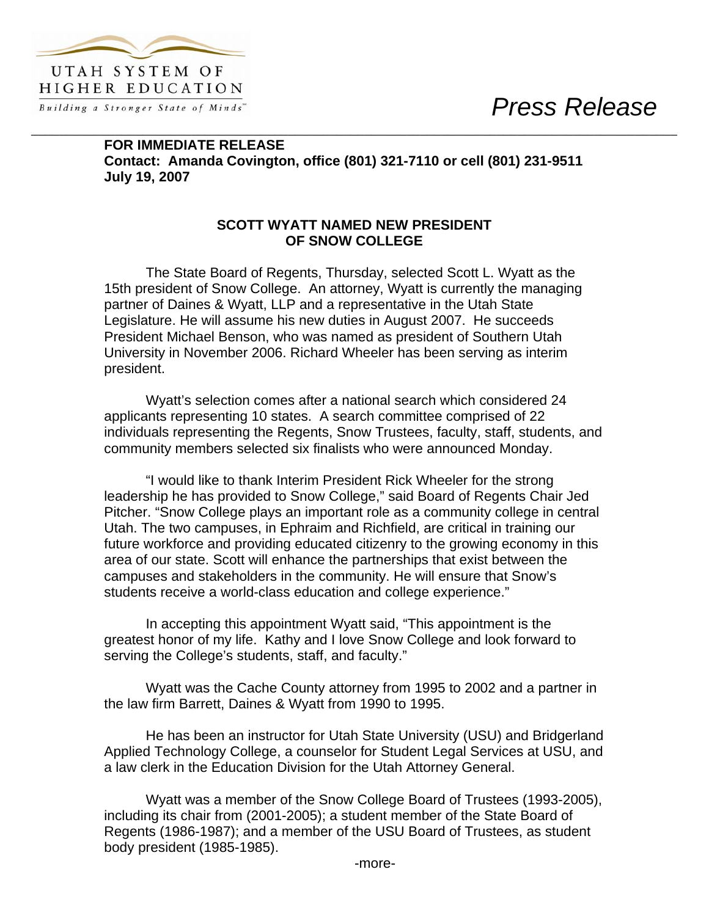UTAH SYSTEM OF HIGHER EDUCATION

*Building a Stronger State of Minds*™

*Press Release*

**FOR IMMEDIATE RELEASE**
**Contact: Amanda Covington, office (801) 321-7110 or cell (801) 231-9511**
**July 19, 2007**

## SCOTT WYATT NAMED NEW PRESIDENT OF SNOW COLLEGE

The State Board of Regents, Thursday, selected Scott L. Wyatt as the 15th president of Snow College. An attorney, Wyatt is currently the managing partner of Daines & Wyatt, LLP and a representative in the Utah State Legislature. He will assume his new duties in August 2007. He succeeds President Michael Benson, who was named as president of Southern Utah University in November 2006. Richard Wheeler has been serving as interim president.

Wyatt's selection comes after a national search which considered 24 applicants representing 10 states. A search committee comprised of 22 individuals representing the Regents, Snow Trustees, faculty, staff, students, and community members selected six finalists who were announced Monday.

"I would like to thank Interim President Rick Wheeler for the strong leadership he has provided to Snow College," said Board of Regents Chair Jed Pitcher. "Snow College plays an important role as a community college in central Utah. The two campuses, in Ephraim and Richfield, are critical in training our future workforce and providing educated citizenry to the growing economy in this area of our state. Scott will enhance the partnerships that exist between the campuses and stakeholders in the community. He will ensure that Snow's students receive a world-class education and college experience."

In accepting this appointment Wyatt said, "This appointment is the greatest honor of my life. Kathy and I love Snow College and look forward to serving the College's students, staff, and faculty."

Wyatt was the Cache County attorney from 1995 to 2002 and a partner in the law firm Barrett, Daines & Wyatt from 1990 to 1995.

He has been an instructor for Utah State University (USU) and Bridgerland Applied Technology College, a counselor for Student Legal Services at USU, and a law clerk in the Education Division for the Utah Attorney General.

Wyatt was a member of the Snow College Board of Trustees (1993-2005), including its chair from (2001-2005); a student member of the State Board of Regents (1986-1987); and a member of the USU Board of Trustees, as student body president (1985-1985).

-more-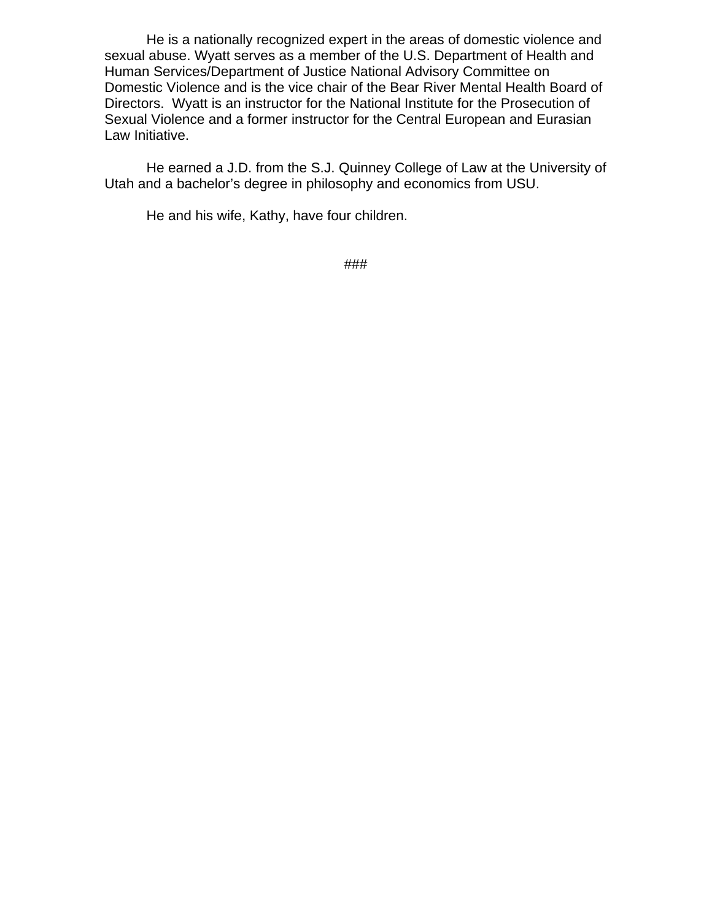He is a nationally recognized expert in the areas of domestic violence and sexual abuse. Wyatt serves as a member of the U.S. Department of Health and Human Services/Department of Justice National Advisory Committee on Domestic Violence and is the vice chair of the Bear River Mental Health Board of Directors. Wyatt is an instructor for the National Institute for the Prosecution of Sexual Violence and a former instructor for the Central European and Eurasian Law Initiative.

He earned a J.D. from the S.J. Quinney College of Law at the University of Utah and a bachelor's degree in philosophy and economics from USU.

He and his wife, Kathy, have four children.

###